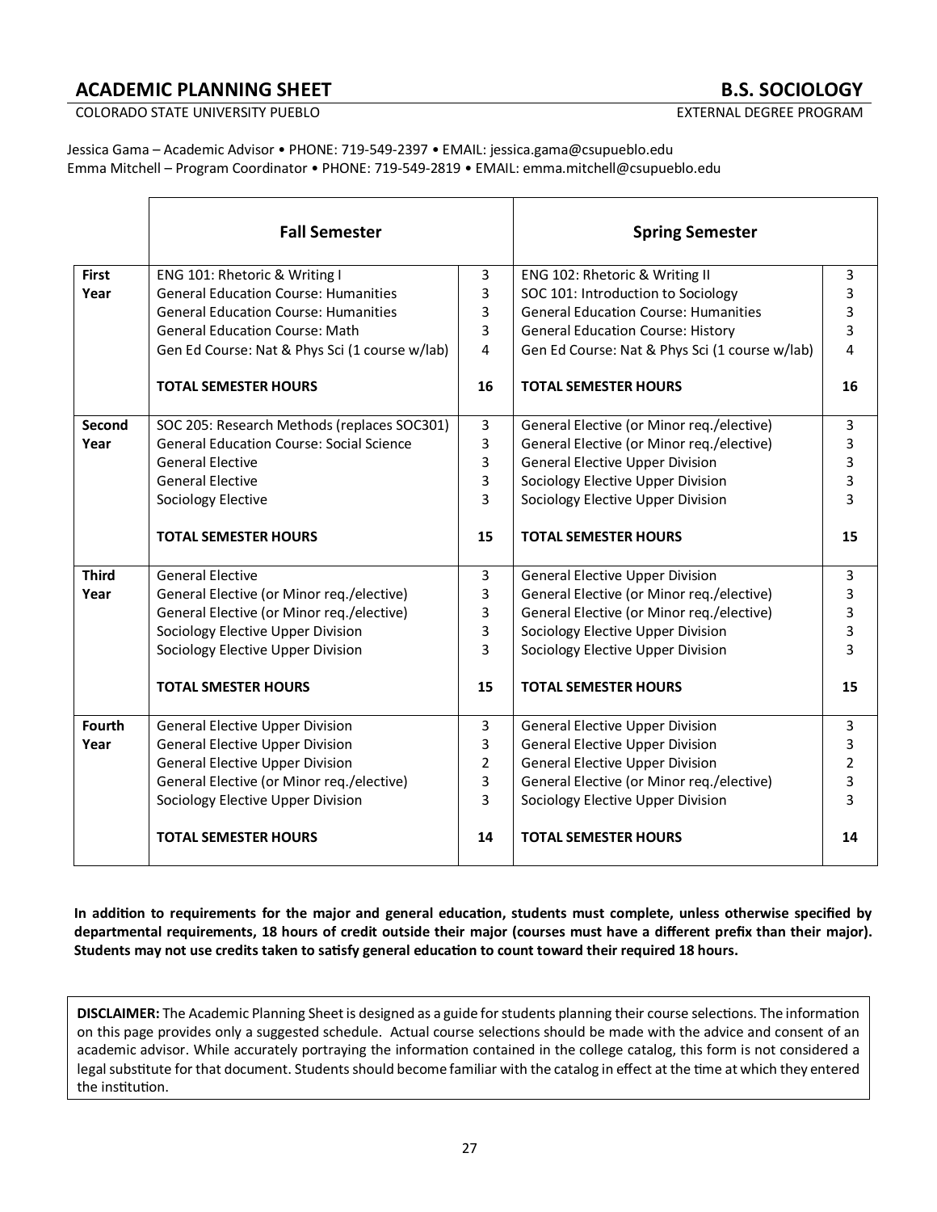## ACADEMIC PLANNING SHEET — B.S. SOCIOLOGY

COLORADO STATE UNIVERSITY PUEBLO — EXTERNAL DEGREE PROGRAM

Jessica Gama – Academic Advisor • PHONE: 719-549-2397 • EMAIL: jessica.gama@csupueblo.edu
Emma Mitchell – Program Coordinator • PHONE: 719-549-2819 • EMAIL: emma.mitchell@csupueblo.edu

| | Fall Semester | | Spring Semester | |
|---|---|---|---|---|
| **First Year** | ENG 101: Rhetoric & Writing I | 3 | ENG 102: Rhetoric & Writing II | 3 |
| | General Education Course: Humanities | 3 | SOC 101: Introduction to Sociology | 3 |
| | General Education Course: Humanities | 3 | General Education Course: Humanities | 3 |
| | General Education Course: Math | 3 | General Education Course: History | 3 |
| | Gen Ed Course: Nat & Phys Sci (1 course w/lab) | 4 | Gen Ed Course: Nat & Phys Sci (1 course w/lab) | 4 |
| | **TOTAL SEMESTER HOURS** | **16** | **TOTAL SEMESTER HOURS** | **16** |
| **Second Year** | SOC 205: Research Methods (replaces SOC301) | 3 | General Elective (or Minor req./elective) | 3 |
| | General Education Course: Social Science | 3 | General Elective (or Minor req./elective) | 3 |
| | General Elective | 3 | General Elective Upper Division | 3 |
| | General Elective | 3 | Sociology Elective Upper Division | 3 |
| | Sociology Elective | 3 | Sociology Elective Upper Division | 3 |
| | **TOTAL SEMESTER HOURS** | **15** | **TOTAL SEMESTER HOURS** | **15** |
| **Third Year** | General Elective | 3 | General Elective Upper Division | 3 |
| | General Elective (or Minor req./elective) | 3 | General Elective (or Minor req./elective) | 3 |
| | General Elective (or Minor req./elective) | 3 | General Elective (or Minor req./elective) | 3 |
| | Sociology Elective Upper Division | 3 | Sociology Elective Upper Division | 3 |
| | Sociology Elective Upper Division | 3 | Sociology Elective Upper Division | 3 |
| | **TOTAL SMESTER HOURS** | **15** | **TOTAL SEMESTER HOURS** | **15** |
| **Fourth Year** | General Elective Upper Division | 3 | General Elective Upper Division | 3 |
| | General Elective Upper Division | 3 | General Elective Upper Division | 3 |
| | General Elective Upper Division | 2 | General Elective Upper Division | 2 |
| | General Elective (or Minor req./elective) | 3 | General Elective (or Minor req./elective) | 3 |
| | Sociology Elective Upper Division | 3 | Sociology Elective Upper Division | 3 |
| | **TOTAL SEMESTER HOURS** | **14** | **TOTAL SEMESTER HOURS** | **14** |

**In addition to requirements for the major and general education, students must complete, unless otherwise specified by departmental requirements, 18 hours of credit outside their major (courses must have a different prefix than their major). Students may not use credits taken to satisfy general education to count toward their required 18 hours.**

**DISCLAIMER:** The Academic Planning Sheet is designed as a guide for students planning their course selections. The information on this page provides only a suggested schedule. Actual course selections should be made with the advice and consent of an academic advisor. While accurately portraying the information contained in the college catalog, this form is not considered a legal substitute for that document. Students should become familiar with the catalog in effect at the time at which they entered the institution.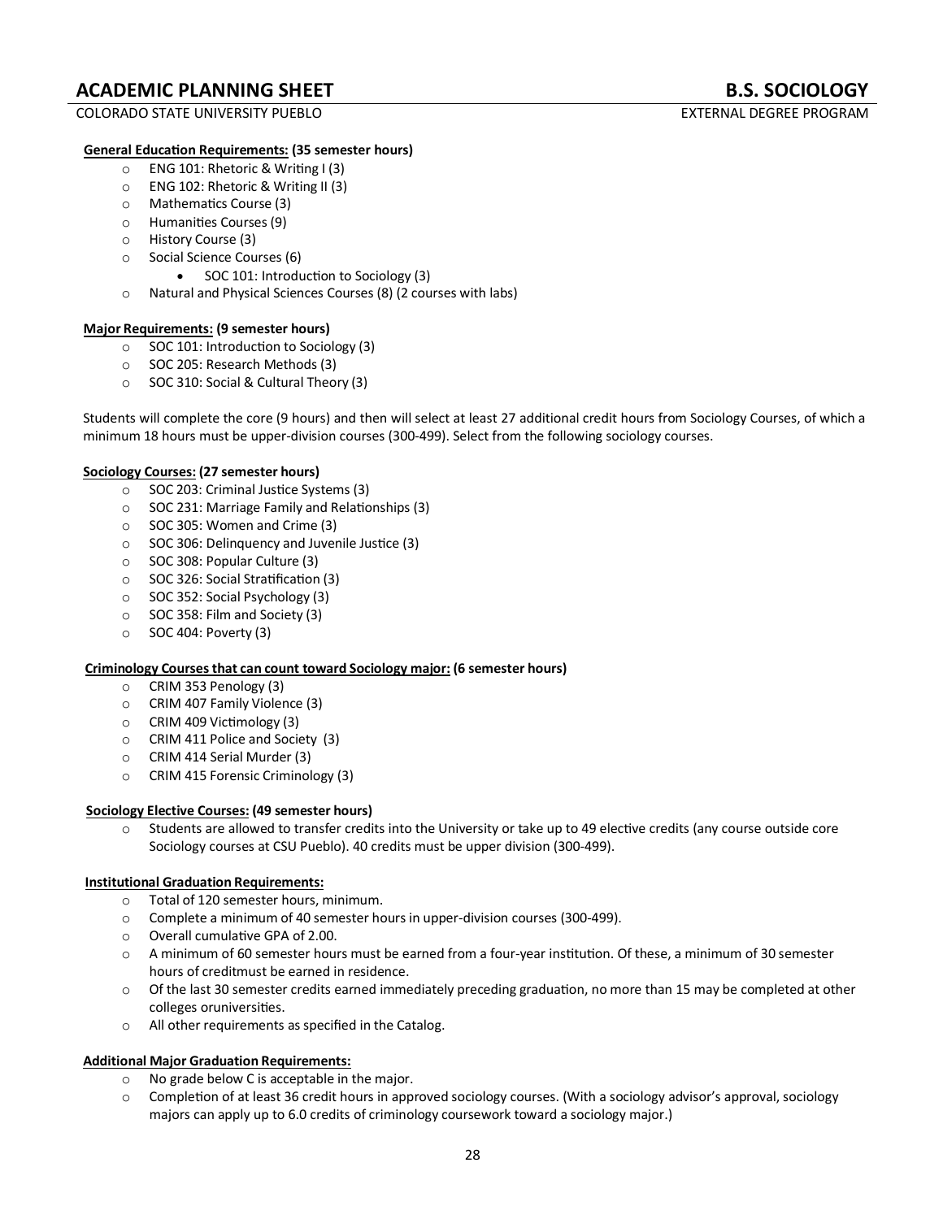# ACADEMIC PLANNING SHEET B.S. SOCIOLOGY

COLORADO STATE UNIVERSITY PUEBLO EXTERNAL DEGREE PROGRAM

**General Education Requirements: (35 semester hours)**

- ENG 101: Rhetoric & Writing I (3)
- ENG 102: Rhetoric & Writing II (3)
- Mathematics Course (3)
- Humanities Courses (9)
- History Course (3)
- Social Science Courses (6)
  - SOC 101: Introduction to Sociology (3)
- Natural and Physical Sciences Courses (8) (2 courses with labs)

**Major Requirements: (9 semester hours)**

- SOC 101: Introduction to Sociology (3)
- SOC 205: Research Methods (3)
- SOC 310: Social & Cultural Theory (3)

Students will complete the core (9 hours) and then will select at least 27 additional credit hours from Sociology Courses, of which a minimum 18 hours must be upper-division courses (300-499). Select from the following sociology courses.

**Sociology Courses: (27 semester hours)**

- SOC 203: Criminal Justice Systems (3)
- SOC 231: Marriage Family and Relationships (3)
- SOC 305: Women and Crime (3)
- SOC 306: Delinquency and Juvenile Justice (3)
- SOC 308: Popular Culture (3)
- SOC 326: Social Stratification (3)
- SOC 352: Social Psychology (3)
- SOC 358: Film and Society (3)
- SOC 404: Poverty (3)

**Criminology Courses that can count toward Sociology major: (6 semester hours)**

- CRIM 353 Penology (3)
- CRIM 407 Family Violence (3)
- CRIM 409 Victimology (3)
- CRIM 411 Police and Society (3)
- CRIM 414 Serial Murder (3)
- CRIM 415 Forensic Criminology (3)

**Sociology Elective Courses: (49 semester hours)**

- Students are allowed to transfer credits into the University or take up to 49 elective credits (any course outside core Sociology courses at CSU Pueblo). 40 credits must be upper division (300-499).

**Institutional Graduation Requirements:**

- Total of 120 semester hours, minimum.
- Complete a minimum of 40 semester hours in upper-division courses (300-499).
- Overall cumulative GPA of 2.00.
- A minimum of 60 semester hours must be earned from a four-year institution. Of these, a minimum of 30 semester hours of creditmust be earned in residence.
- Of the last 30 semester credits earned immediately preceding graduation, no more than 15 may be completed at other colleges oruniversities.
- All other requirements as specified in the Catalog.

**Additional Major Graduation Requirements:**

- No grade below C is acceptable in the major.
- Completion of at least 36 credit hours in approved sociology courses. (With a sociology advisor's approval, sociology majors can apply up to 6.0 credits of criminology coursework toward a sociology major.)